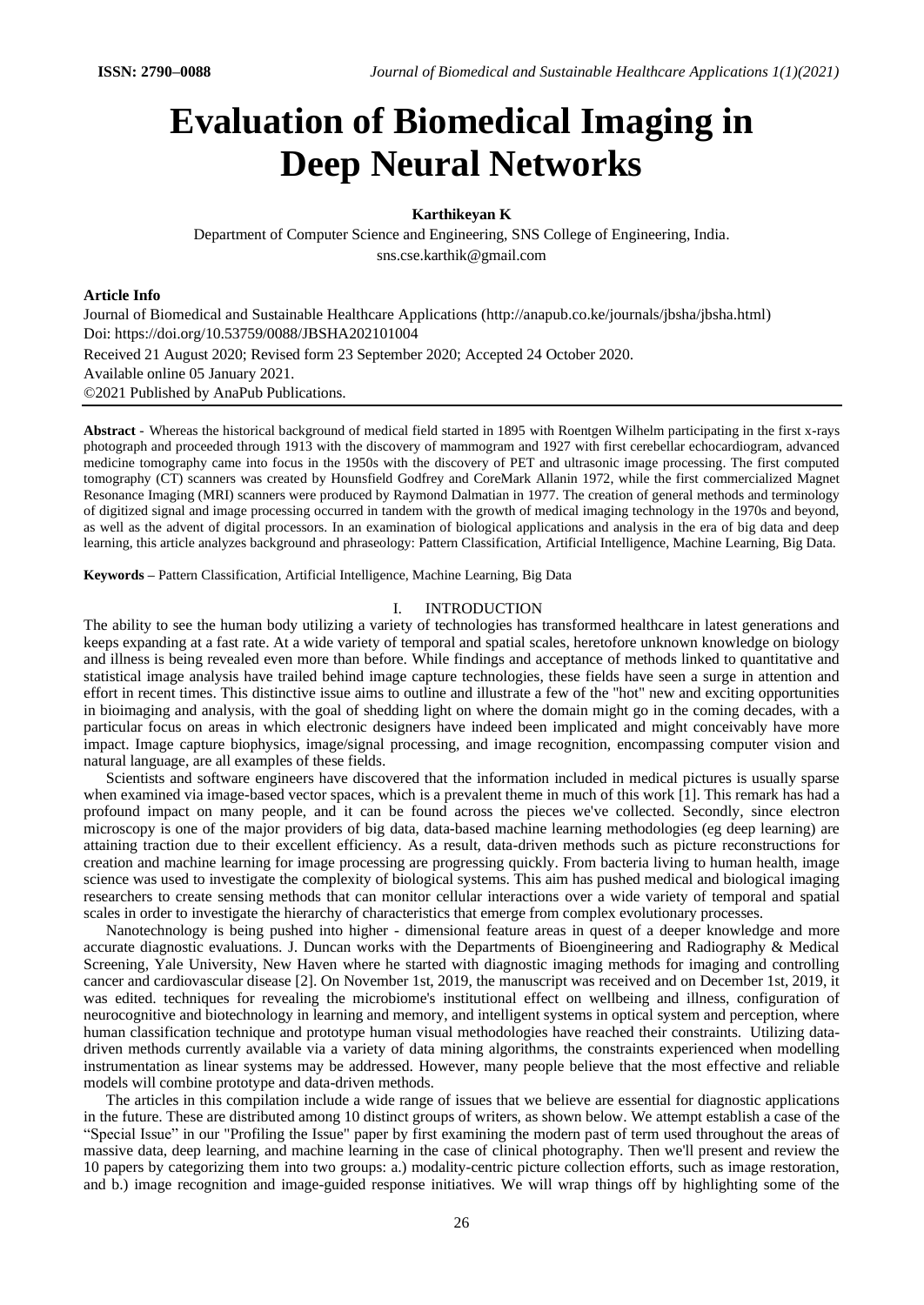# Evaluation of Biomedical Imaging in Deep Neural Networks

**Karthikeyan K**

Department of Computer Science and Engineering, SNS College of Engineering, India.
sns.cse.karthik@gmail.com

**Article Info**

Journal of Biomedical and Sustainable Healthcare Applications (http://anapub.co.ke/journals/jbsha/jbsha.html)
Doi: https://doi.org/10.53759/0088/JBSHA202101004
Received 21 August 2020; Revised form 23 September 2020; Accepted 24 October 2020.
Available online 05 January 2021.
©2021 Published by AnaPub Publications.

**Abstract** - Whereas the historical background of medical field started in 1895 with Roentgen Wilhelm participating in the first x-rays photograph and proceeded through 1913 with the discovery of mammogram and 1927 with first cerebellar echocardiogram, advanced medicine tomography came into focus in the 1950s with the discovery of PET and ultrasonic image processing. The first computed tomography (CT) scanners was created by Hounsfield Godfrey and CoreMark Allanin 1972, while the first commercialized Magnet Resonance Imaging (MRI) scanners were produced by Raymond Dalmatian in 1977. The creation of general methods and terminology of digitized signal and image processing occurred in tandem with the growth of medical imaging technology in the 1970s and beyond, as well as the advent of digital processors. In an examination of biological applications and analysis in the era of big data and deep learning, this article analyzes background and phraseology: Pattern Classification, Artificial Intelligence, Machine Learning, Big Data.

**Keywords –** Pattern Classification, Artificial Intelligence, Machine Learning, Big Data

## I. INTRODUCTION

The ability to see the human body utilizing a variety of technologies has transformed healthcare in latest generations and keeps expanding at a fast rate. At a wide variety of temporal and spatial scales, heretofore unknown knowledge on biology and illness is being revealed even more than before. While findings and acceptance of methods linked to quantitative and statistical image analysis have trailed behind image capture technologies, these fields have seen a surge in attention and effort in recent times. This distinctive issue aims to outline and illustrate a few of the "hot" new and exciting opportunities in bioimaging and analysis, with the goal of shedding light on where the domain might go in the coming decades, with a particular focus on areas in which electronic designers have indeed been implicated and might conceivably have more impact. Image capture biophysics, image/signal processing, and image recognition, encompassing computer vision and natural language, are all examples of these fields.

Scientists and software engineers have discovered that the information included in medical pictures is usually sparse when examined via image-based vector spaces, which is a prevalent theme in much of this work [1]. This remark has had a profound impact on many people, and it can be found across the pieces we've collected. Secondly, since electron microscopy is one of the major providers of big data, data-based machine learning methodologies (eg deep learning) are attaining traction due to their excellent efficiency. As a result, data-driven methods such as picture reconstructions for creation and machine learning for image processing are progressing quickly. From bacteria living to human health, image science was used to investigate the complexity of biological systems. This aim has pushed medical and biological imaging researchers to create sensing methods that can monitor cellular interactions over a wide variety of temporal and spatial scales in order to investigate the hierarchy of characteristics that emerge from complex evolutionary processes.

Nanotechnology is being pushed into higher - dimensional feature areas in quest of a deeper knowledge and more accurate diagnostic evaluations. J. Duncan works with the Departments of Bioengineering and Radiography & Medical Screening, Yale University, New Haven where he started with diagnostic imaging methods for imaging and controlling cancer and cardiovascular disease [2]. On November 1st, 2019, the manuscript was received and on December 1st, 2019, it was edited. techniques for revealing the microbiome's institutional effect on wellbeing and illness, configuration of neurocognitive and biotechnology in learning and memory, and intelligent systems in optical system and perception, where human classification technique and prototype human visual methodologies have reached their constraints. Utilizing data-driven methods currently available via a variety of data mining algorithms, the constraints experienced when modelling instrumentation as linear systems may be addressed. However, many people believe that the most effective and reliable models will combine prototype and data-driven methods.

The articles in this compilation include a wide range of issues that we believe are essential for diagnostic applications in the future. These are distributed among 10 distinct groups of writers, as shown below. We attempt establish a case of the "Special Issue" in our "Profiling the Issue" paper by first examining the modern past of term used throughout the areas of massive data, deep learning, and machine learning in the case of clinical photography. Then we'll present and review the 10 papers by categorizing them into two groups: a.) modality-centric picture collection efforts, such as image restoration, and b.) image recognition and image-guided response initiatives. We will wrap things off by highlighting some of the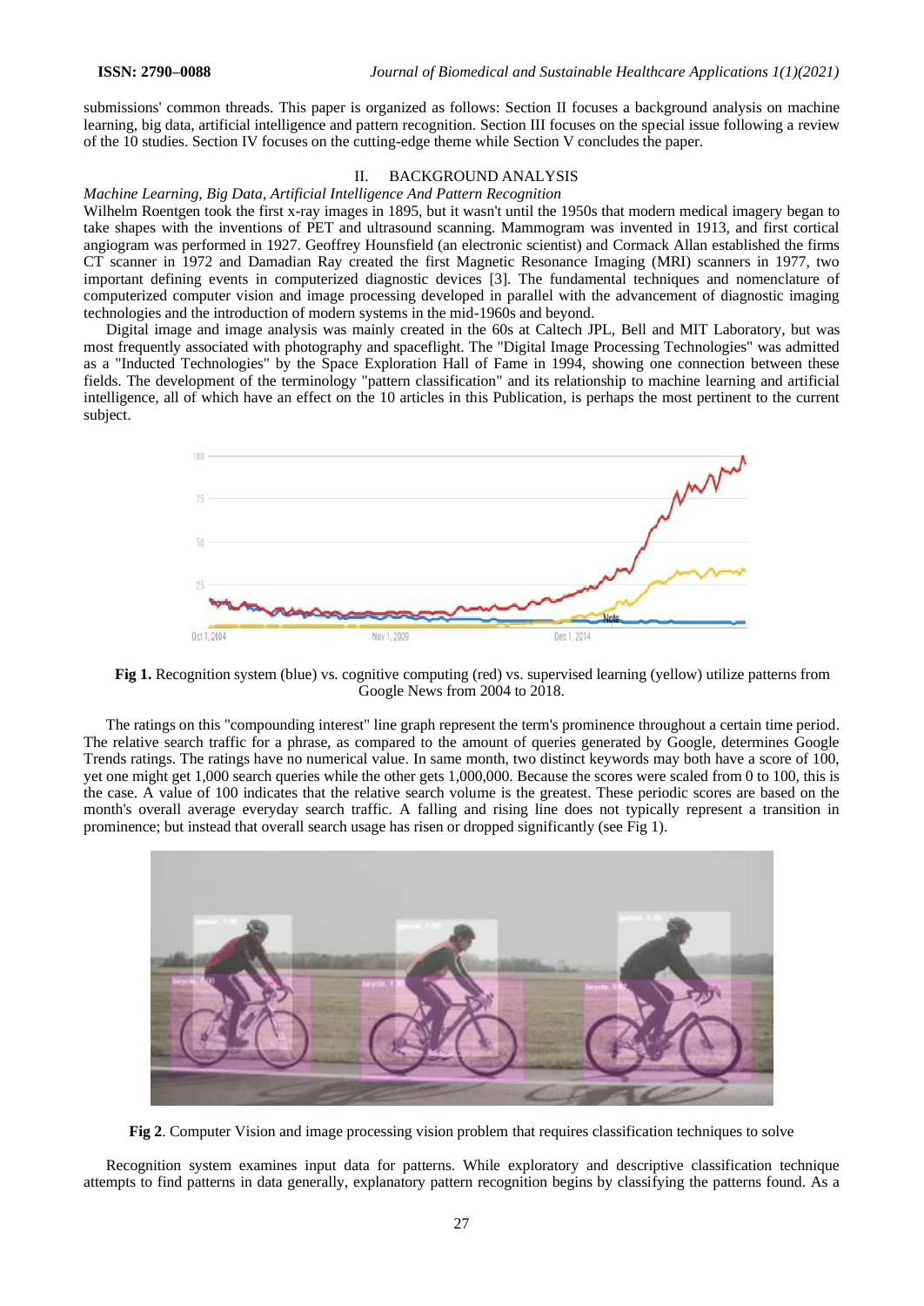submissions' common threads. This paper is organized as follows: Section II focuses a background analysis on machine learning, big data, artificial intelligence and pattern recognition. Section III focuses on the special issue following a review of the 10 studies. Section IV focuses on the cutting-edge theme while Section V concludes the paper.

## II. BACKGROUND ANALYSIS

*Machine Learning, Big Data, Artificial Intelligence And Pattern Recognition*

Wilhelm Roentgen took the first x-ray images in 1895, but it wasn't until the 1950s that modern medical imagery began to take shapes with the inventions of PET and ultrasound scanning. Mammogram was invented in 1913, and first cortical angiogram was performed in 1927. Geoffrey Hounsfield (an electronic scientist) and Cormack Allan established the firms CT scanner in 1972 and Damadian Ray created the first Magnetic Resonance Imaging (MRI) scanners in 1977, two important defining events in computerized diagnostic devices [3]. The fundamental techniques and nomenclature of computerized computer vision and image processing developed in parallel with the advancement of diagnostic imaging technologies and the introduction of modern systems in the mid-1960s and beyond.

Digital image and image analysis was mainly created in the 60s at Caltech JPL, Bell and MIT Laboratory, but was most frequently associated with photography and spaceflight. The "Digital Image Processing Technologies" was admitted as a "Inducted Technologies" by the Space Exploration Hall of Fame in 1994, showing one connection between these fields. The development of the terminology "pattern classification" and its relationship to machine learning and artificial intelligence, all of which have an effect on the 10 articles in this Publication, is perhaps the most pertinent to the current subject.

**Fig 1.** Recognition system (blue) vs. cognitive computing (red) vs. supervised learning (yellow) utilize patterns from Google News from 2004 to 2018.

The ratings on this "compounding interest" line graph represent the term's prominence throughout a certain time period. The relative search traffic for a phrase, as compared to the amount of queries generated by Google, determines Google Trends ratings. The ratings have no numerical value. In same month, two distinct keywords may both have a score of 100, yet one might get 1,000 search queries while the other gets 1,000,000. Because the scores were scaled from 0 to 100, this is the case. A value of 100 indicates that the relative search volume is the greatest. These periodic scores are based on the month's overall average everyday search traffic. A falling and rising line does not typically represent a transition in prominence; but instead that overall search usage has risen or dropped significantly (see Fig 1).

**Fig 2**. Computer Vision and image processing vision problem that requires classification techniques to solve

Recognition system examines input data for patterns. While exploratory and descriptive classification technique attempts to find patterns in data generally, explanatory pattern recognition begins by classifying the patterns found. As a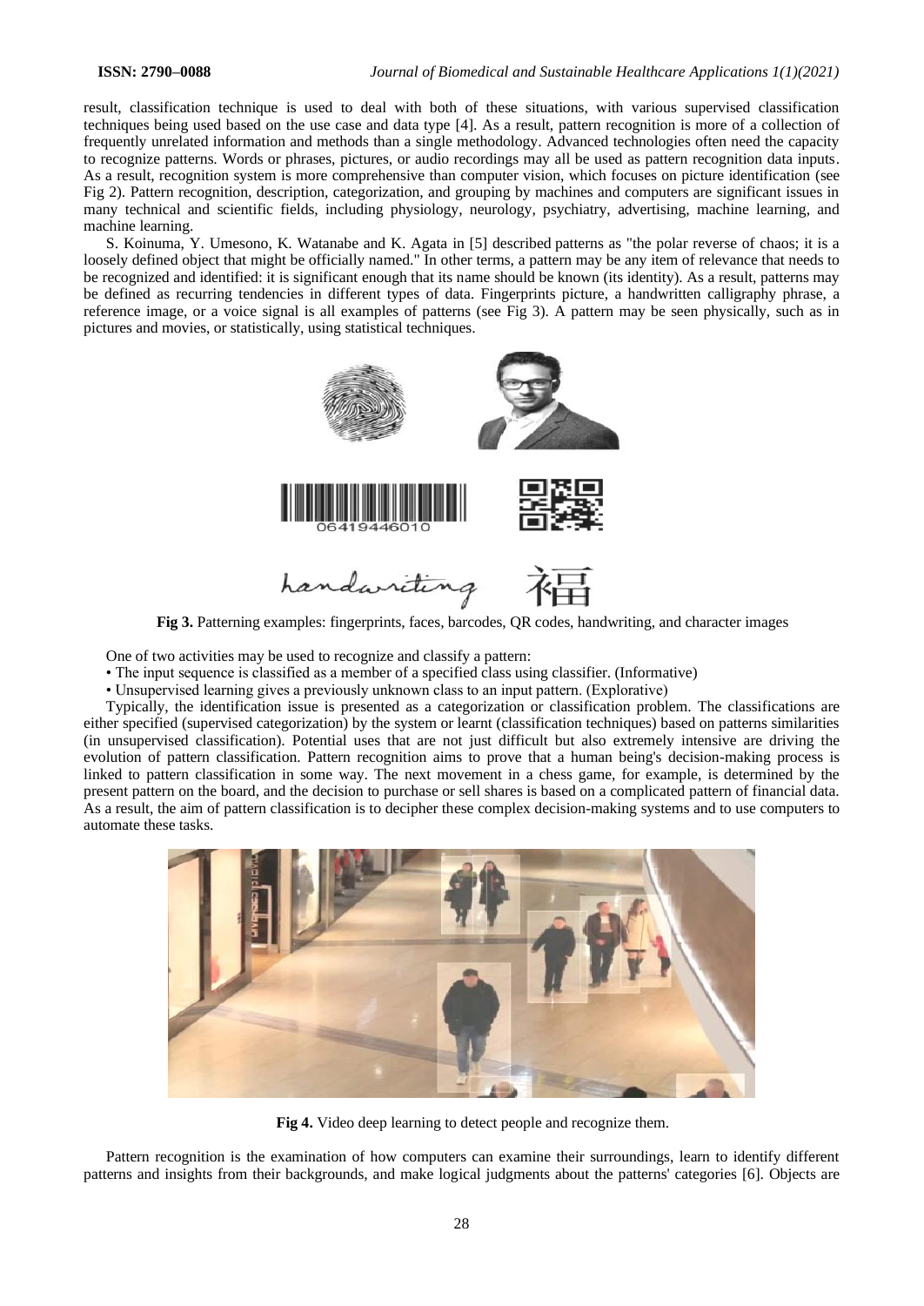result, classification technique is used to deal with both of these situations, with various supervised classification techniques being used based on the use case and data type [4]. As a result, pattern recognition is more of a collection of frequently unrelated information and methods than a single methodology. Advanced technologies often need the capacity to recognize patterns. Words or phrases, pictures, or audio recordings may all be used as pattern recognition data inputs. As a result, recognition system is more comprehensive than computer vision, which focuses on picture identification (see Fig 2). Pattern recognition, description, categorization, and grouping by machines and computers are significant issues in many technical and scientific fields, including physiology, neurology, psychiatry, advertising, machine learning, and machine learning.

S. Koinuma, Y. Umesono, K. Watanabe and K. Agata in [5] described patterns as "the polar reverse of chaos; it is a loosely defined object that might be officially named." In other terms, a pattern may be any item of relevance that needs to be recognized and identified: it is significant enough that its name should be known (its identity). As a result, patterns may be defined as recurring tendencies in different types of data. Fingerprints picture, a handwritten calligraphy phrase, a reference image, or a voice signal is all examples of patterns (see Fig 3). A pattern may be seen physically, such as in pictures and movies, or statistically, using statistical techniques.

**Fig 3.** Patterning examples: fingerprints, faces, barcodes, QR codes, handwriting, and character images

One of two activities may be used to recognize and classify a pattern:

- The input sequence is classified as a member of a specified class using classifier. (Informative)
- Unsupervised learning gives a previously unknown class to an input pattern. (Explorative)

Typically, the identification issue is presented as a categorization or classification problem. The classifications are either specified (supervised categorization) by the system or learnt (classification techniques) based on patterns similarities (in unsupervised classification). Potential uses that are not just difficult but also extremely intensive are driving the evolution of pattern classification. Pattern recognition aims to prove that a human being's decision-making process is linked to pattern classification in some way. The next movement in a chess game, for example, is determined by the present pattern on the board, and the decision to purchase or sell shares is based on a complicated pattern of financial data. As a result, the aim of pattern classification is to decipher these complex decision-making systems and to use computers to automate these tasks.

**Fig 4.** Video deep learning to detect people and recognize them.

Pattern recognition is the examination of how computers can examine their surroundings, learn to identify different patterns and insights from their backgrounds, and make logical judgments about the patterns' categories [6]. Objects are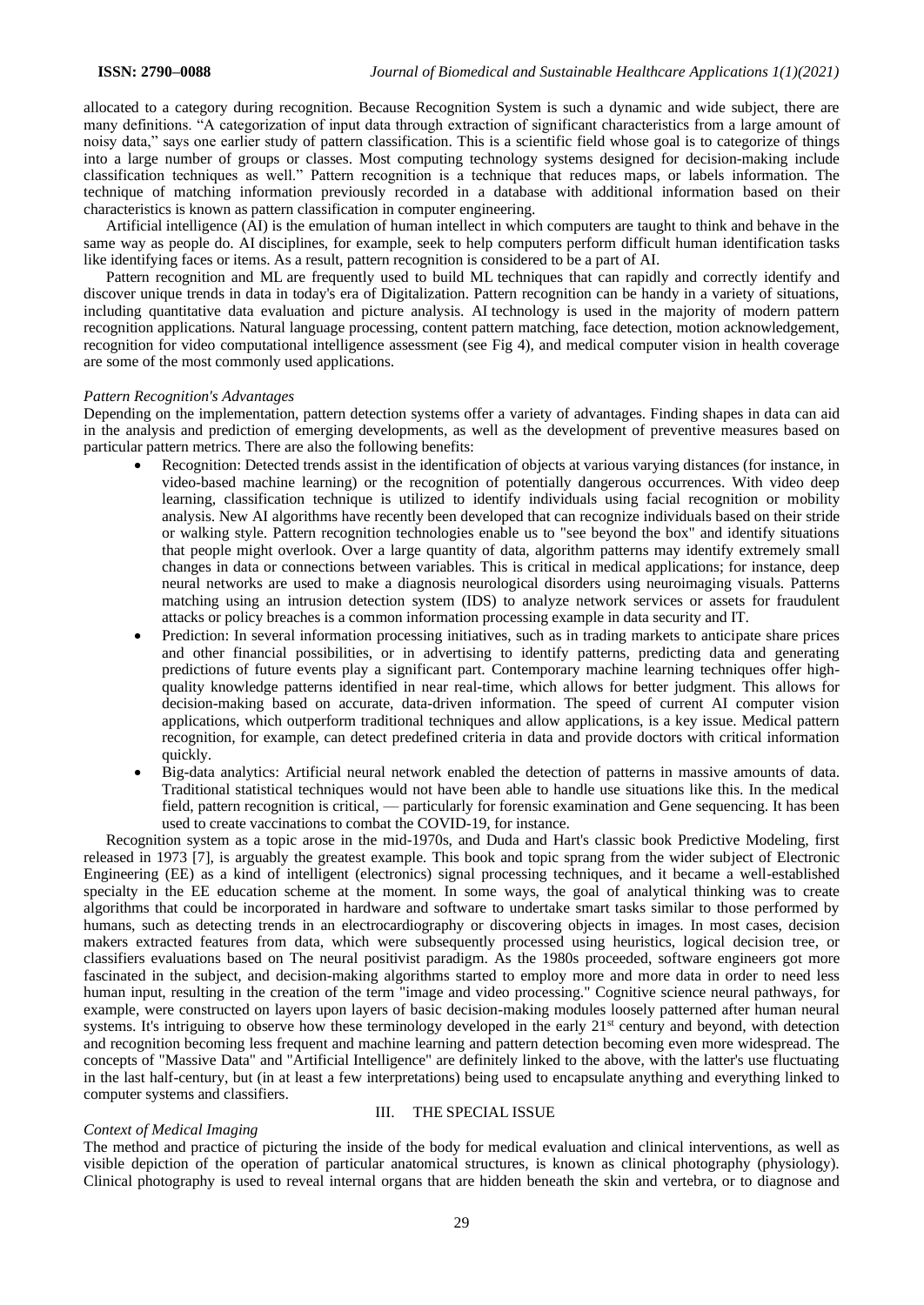allocated to a category during recognition. Because Recognition System is such a dynamic and wide subject, there are many definitions. "A categorization of input data through extraction of significant characteristics from a large amount of noisy data," says one earlier study of pattern classification. This is a scientific field whose goal is to categorize of things into a large number of groups or classes. Most computing technology systems designed for decision-making include classification techniques as well." Pattern recognition is a technique that reduces maps, or labels information. The technique of matching information previously recorded in a database with additional information based on their characteristics is known as pattern classification in computer engineering.

Artificial intelligence (AI) is the emulation of human intellect in which computers are taught to think and behave in the same way as people do. AI disciplines, for example, seek to help computers perform difficult human identification tasks like identifying faces or items. As a result, pattern recognition is considered to be a part of AI.

Pattern recognition and ML are frequently used to build ML techniques that can rapidly and correctly identify and discover unique trends in data in today's era of Digitalization. Pattern recognition can be handy in a variety of situations, including quantitative data evaluation and picture analysis. AI technology is used in the majority of modern pattern recognition applications. Natural language processing, content pattern matching, face detection, motion acknowledgement, recognition for video computational intelligence assessment (see Fig 4), and medical computer vision in health coverage are some of the most commonly used applications.

*Pattern Recognition's Advantages*

Depending on the implementation, pattern detection systems offer a variety of advantages. Finding shapes in data can aid in the analysis and prediction of emerging developments, as well as the development of preventive measures based on particular pattern metrics. There are also the following benefits:

- Recognition: Detected trends assist in the identification of objects at various varying distances (for instance, in video-based machine learning) or the recognition of potentially dangerous occurrences. With video deep learning, classification technique is utilized to identify individuals using facial recognition or mobility analysis. New AI algorithms have recently been developed that can recognize individuals based on their stride or walking style. Pattern recognition technologies enable us to "see beyond the box" and identify situations that people might overlook. Over a large quantity of data, algorithm patterns may identify extremely small changes in data or connections between variables. This is critical in medical applications; for instance, deep neural networks are used to make a diagnosis neurological disorders using neuroimaging visuals. Patterns matching using an intrusion detection system (IDS) to analyze network services or assets for fraudulent attacks or policy breaches is a common information processing example in data security and IT.
- Prediction: In several information processing initiatives, such as in trading markets to anticipate share prices and other financial possibilities, or in advertising to identify patterns, predicting data and generating predictions of future events play a significant part. Contemporary machine learning techniques offer high-quality knowledge patterns identified in near real-time, which allows for better judgment. This allows for decision-making based on accurate, data-driven information. The speed of current AI computer vision applications, which outperform traditional techniques and allow applications, is a key issue. Medical pattern recognition, for example, can detect predefined criteria in data and provide doctors with critical information quickly.
- Big-data analytics: Artificial neural network enabled the detection of patterns in massive amounts of data. Traditional statistical techniques would not have been able to handle use situations like this. In the medical field, pattern recognition is critical, — particularly for forensic examination and Gene sequencing. It has been used to create vaccinations to combat the COVID-19, for instance.

Recognition system as a topic arose in the mid-1970s, and Duda and Hart's classic book Predictive Modeling, first released in 1973 [7], is arguably the greatest example. This book and topic sprang from the wider subject of Electronic Engineering (EE) as a kind of intelligent (electronics) signal processing techniques, and it became a well-established specialty in the EE education scheme at the moment. In some ways, the goal of analytical thinking was to create algorithms that could be incorporated in hardware and software to undertake smart tasks similar to those performed by humans, such as detecting trends in an electrocardiography or discovering objects in images. In most cases, decision makers extracted features from data, which were subsequently processed using heuristics, logical decision tree, or classifiers evaluations based on The neural positivist paradigm. As the 1980s proceeded, software engineers got more fascinated in the subject, and decision-making algorithms started to employ more and more data in order to need less human input, resulting in the creation of the term "image and video processing." Cognitive science neural pathways, for example, were constructed on layers upon layers of basic decision-making modules loosely patterned after human neural systems. It's intriguing to observe how these terminology developed in the early 21st century and beyond, with detection and recognition becoming less frequent and machine learning and pattern detection becoming even more widespread. The concepts of "Massive Data" and "Artificial Intelligence" are definitely linked to the above, with the latter's use fluctuating in the last half-century, but (in at least a few interpretations) being used to encapsulate anything and everything linked to computer systems and classifiers.

## III. THE SPECIAL ISSUE

*Context of Medical Imaging*

The method and practice of picturing the inside of the body for medical evaluation and clinical interventions, as well as visible depiction of the operation of particular anatomical structures, is known as clinical photography (physiology). Clinical photography is used to reveal internal organs that are hidden beneath the skin and vertebra, or to diagnose and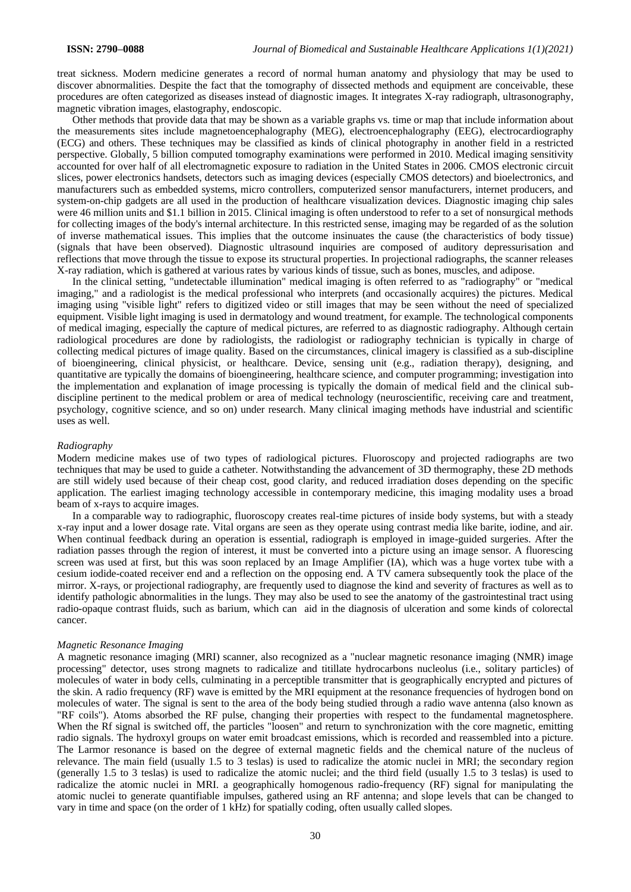treat sickness. Modern medicine generates a record of normal human anatomy and physiology that may be used to discover abnormalities. Despite the fact that the tomography of dissected methods and equipment are conceivable, these procedures are often categorized as diseases instead of diagnostic images. It integrates X-ray radiograph, ultrasonography, magnetic vibration images, elastography, endoscopic.

Other methods that provide data that may be shown as a variable graphs vs. time or map that include information about the measurements sites include magnetoencephalography (MEG), electroencephalography (EEG), electrocardiography (ECG) and others. These techniques may be classified as kinds of clinical photography in another field in a restricted perspective. Globally, 5 billion computed tomography examinations were performed in 2010. Medical imaging sensitivity accounted for over half of all electromagnetic exposure to radiation in the United States in 2006. CMOS electronic circuit slices, power electronics handsets, detectors such as imaging devices (especially CMOS detectors) and bioelectronics, and manufacturers such as embedded systems, micro controllers, computerized sensor manufacturers, internet producers, and system-on-chip gadgets are all used in the production of healthcare visualization devices. Diagnostic imaging chip sales were 46 million units and $1.1 billion in 2015. Clinical imaging is often understood to refer to a set of nonsurgical methods for collecting images of the body's internal architecture. In this restricted sense, imaging may be regarded of as the solution of inverse mathematical issues. This implies that the outcome insinuates the cause (the characteristics of body tissue) (signals that have been observed). Diagnostic ultrasound inquiries are composed of auditory depressurisation and reflections that move through the tissue to expose its structural properties. In projectional radiographs, the scanner releases X-ray radiation, which is gathered at various rates by various kinds of tissue, such as bones, muscles, and adipose.

In the clinical setting, "undetectable illumination" medical imaging is often referred to as "radiography" or "medical imaging," and a radiologist is the medical professional who interprets (and occasionally acquires) the pictures. Medical imaging using "visible light" refers to digitized video or still images that may be seen without the need of specialized equipment. Visible light imaging is used in dermatology and wound treatment, for example. The technological components of medical imaging, especially the capture of medical pictures, are referred to as diagnostic radiography. Although certain radiological procedures are done by radiologists, the radiologist or radiography technician is typically in charge of collecting medical pictures of image quality. Based on the circumstances, clinical imagery is classified as a sub-discipline of bioengineering, clinical physicist, or healthcare. Device, sensing unit (e.g., radiation therapy), designing, and quantitative are typically the domains of bioengineering, healthcare science, and computer programming; investigation into the implementation and explanation of image processing is typically the domain of medical field and the clinical sub-discipline pertinent to the medical problem or area of medical technology (neuroscientific, receiving care and treatment, psychology, cognitive science, and so on) under research. Many clinical imaging methods have industrial and scientific uses as well.

*Radiography*

Modern medicine makes use of two types of radiological pictures. Fluoroscopy and projected radiographs are two techniques that may be used to guide a catheter. Notwithstanding the advancement of 3D thermography, these 2D methods are still widely used because of their cheap cost, good clarity, and reduced irradiation doses depending on the specific application. The earliest imaging technology accessible in contemporary medicine, this imaging modality uses a broad beam of x-rays to acquire images.

In a comparable way to radiographic, fluoroscopy creates real-time pictures of inside body systems, but with a steady x-ray input and a lower dosage rate. Vital organs are seen as they operate using contrast media like barite, iodine, and air. When continual feedback during an operation is essential, radiograph is employed in image-guided surgeries. After the radiation passes through the region of interest, it must be converted into a picture using an image sensor. A fluorescing screen was used at first, but this was soon replaced by an Image Amplifier (IA), which was a huge vortex tube with a cesium iodide-coated receiver end and a reflection on the opposing end. A TV camera subsequently took the place of the mirror. X-rays, or projectional radiography, are frequently used to diagnose the kind and severity of fractures as well as to identify pathologic abnormalities in the lungs. They may also be used to see the anatomy of the gastrointestinal tract using radio-opaque contrast fluids, such as barium, which can aid in the diagnosis of ulceration and some kinds of colorectal cancer.

*Magnetic Resonance Imaging*

A magnetic resonance imaging (MRI) scanner, also recognized as a "nuclear magnetic resonance imaging (NMR) image processing" detector, uses strong magnets to radicalize and titillate hydrocarbons nucleolus (i.e., solitary particles) of molecules of water in body cells, culminating in a perceptible transmitter that is geographically encrypted and pictures of the skin. A radio frequency (RF) wave is emitted by the MRI equipment at the resonance frequencies of hydrogen bond on molecules of water. The signal is sent to the area of the body being studied through a radio wave antenna (also known as "RF coils"). Atoms absorbed the RF pulse, changing their properties with respect to the fundamental magnetosphere. When the Rf signal is switched off, the particles "loosen" and return to synchronization with the core magnetic, emitting radio signals. The hydroxyl groups on water emit broadcast emissions, which is recorded and reassembled into a picture. The Larmor resonance is based on the degree of external magnetic fields and the chemical nature of the nucleus of relevance. The main field (usually 1.5 to 3 teslas) is used to radicalize the atomic nuclei in MRI; the secondary region (generally 1.5 to 3 teslas) is used to radicalize the atomic nuclei; and the third field (usually 1.5 to 3 teslas) is used to radicalize the atomic nuclei in MRI. a geographically homogenous radio-frequency (RF) signal for manipulating the atomic nuclei to generate quantifiable impulses, gathered using an RF antenna; and slope levels that can be changed to vary in time and space (on the order of 1 kHz) for spatially coding, often usually called slopes.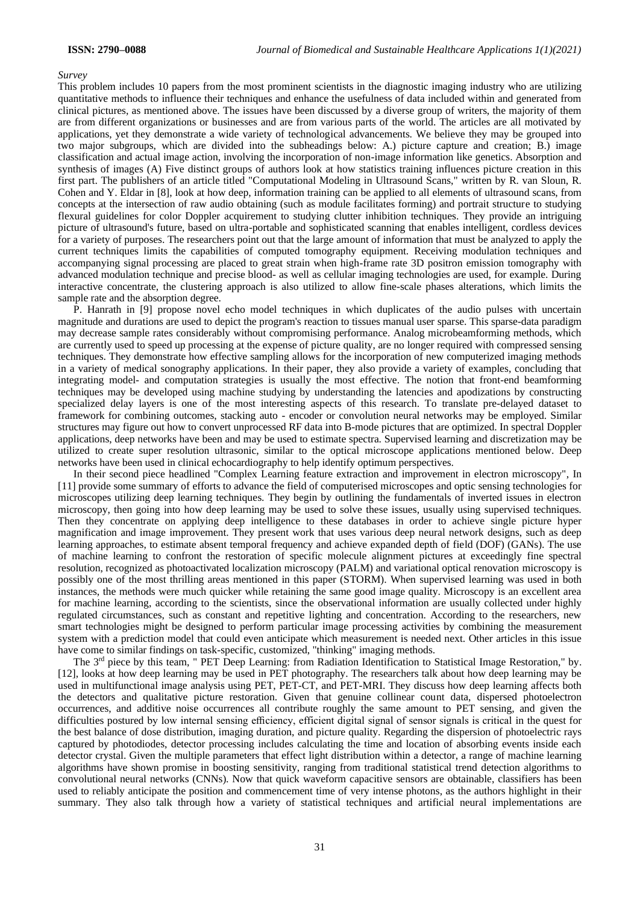*Survey*

This problem includes 10 papers from the most prominent scientists in the diagnostic imaging industry who are utilizing quantitative methods to influence their techniques and enhance the usefulness of data included within and generated from clinical pictures, as mentioned above. The issues have been discussed by a diverse group of writers, the majority of them are from different organizations or businesses and are from various parts of the world. The articles are all motivated by applications, yet they demonstrate a wide variety of technological advancements. We believe they may be grouped into two major subgroups, which are divided into the subheadings below: A.) picture capture and creation; B.) image classification and actual image action, involving the incorporation of non-image information like genetics. Absorption and synthesis of images (A) Five distinct groups of authors look at how statistics training influences picture creation in this first part. The publishers of an article titled "Computational Modeling in Ultrasound Scans," written by R. van Sloun, R. Cohen and Y. Eldar in [8], look at how deep, information training can be applied to all elements of ultrasound scans, from concepts at the intersection of raw audio obtaining (such as module facilitates forming) and portrait structure to studying flexural guidelines for color Doppler acquirement to studying clutter inhibition techniques. They provide an intriguing picture of ultrasound's future, based on ultra-portable and sophisticated scanning that enables intelligent, cordless devices for a variety of purposes. The researchers point out that the large amount of information that must be analyzed to apply the current techniques limits the capabilities of computed tomography equipment. Receiving modulation techniques and accompanying signal processing are placed to great strain when high-frame rate 3D positron emission tomography with advanced modulation technique and precise blood- as well as cellular imaging technologies are used, for example. During interactive concentrate, the clustering approach is also utilized to allow fine-scale phases alterations, which limits the sample rate and the absorption degree.

P. Hanrath in [9] propose novel echo model techniques in which duplicates of the audio pulses with uncertain magnitude and durations are used to depict the program's reaction to tissues manual user sparse. This sparse-data paradigm may decrease sample rates considerably without compromising performance. Analog microbeamforming methods, which are currently used to speed up processing at the expense of picture quality, are no longer required with compressed sensing techniques. They demonstrate how effective sampling allows for the incorporation of new computerized imaging methods in a variety of medical sonography applications. In their paper, they also provide a variety of examples, concluding that integrating model- and computation strategies is usually the most effective. The notion that front-end beamforming techniques may be developed using machine studying by understanding the latencies and apodizations by constructing specialized delay layers is one of the most interesting aspects of this research. To translate pre-delayed dataset to framework for combining outcomes, stacking auto - encoder or convolution neural networks may be employed. Similar structures may figure out how to convert unprocessed RF data into B-mode pictures that are optimized. In spectral Doppler applications, deep networks have been and may be used to estimate spectra. Supervised learning and discretization may be utilized to create super resolution ultrasonic, similar to the optical microscope applications mentioned below. Deep networks have been used in clinical echocardiography to help identify optimum perspectives.

In their second piece headlined "Complex Learning feature extraction and improvement in electron microscopy", In [11] provide some summary of efforts to advance the field of computerised microscopes and optic sensing technologies for microscopes utilizing deep learning techniques. They begin by outlining the fundamentals of inverted issues in electron microscopy, then going into how deep learning may be used to solve these issues, usually using supervised techniques. Then they concentrate on applying deep intelligence to these databases in order to achieve single picture hyper magnification and image improvement. They present work that uses various deep neural network designs, such as deep learning approaches, to estimate absent temporal frequency and achieve expanded depth of field (DOF) (GANs). The use of machine learning to confront the restoration of specific molecule alignment pictures at exceedingly fine spectral resolution, recognized as photoactivated localization microscopy (PALM) and variational optical renovation microscopy is possibly one of the most thrilling areas mentioned in this paper (STORM). When supervised learning was used in both instances, the methods were much quicker while retaining the same good image quality. Microscopy is an excellent area for machine learning, according to the scientists, since the observational information are usually collected under highly regulated circumstances, such as constant and repetitive lighting and concentration. According to the researchers, new smart technologies might be designed to perform particular image processing activities by combining the measurement system with a prediction model that could even anticipate which measurement is needed next. Other articles in this issue have come to similar findings on task-specific, customized, "thinking" imaging methods.

The 3rd piece by this team, " PET Deep Learning: from Radiation Identification to Statistical Image Restoration," by. [12], looks at how deep learning may be used in PET photography. The researchers talk about how deep learning may be used in multifunctional image analysis using PET, PET-CT, and PET-MRI. They discuss how deep learning affects both the detectors and qualitative picture restoration. Given that genuine collinear count data, dispersed photoelectron occurrences, and additive noise occurrences all contribute roughly the same amount to PET sensing, and given the difficulties postured by low internal sensing efficiency, efficient digital signal of sensor signals is critical in the quest for the best balance of dose distribution, imaging duration, and picture quality. Regarding the dispersion of photoelectric rays captured by photodiodes, detector processing includes calculating the time and location of absorbing events inside each detector crystal. Given the multiple parameters that effect light distribution within a detector, a range of machine learning algorithms have shown promise in boosting sensitivity, ranging from traditional statistical trend detection algorithms to convolutional neural networks (CNNs). Now that quick waveform capacitive sensors are obtainable, classifiers has been used to reliably anticipate the position and commencement time of very intense photons, as the authors highlight in their summary. They also talk through how a variety of statistical techniques and artificial neural implementations are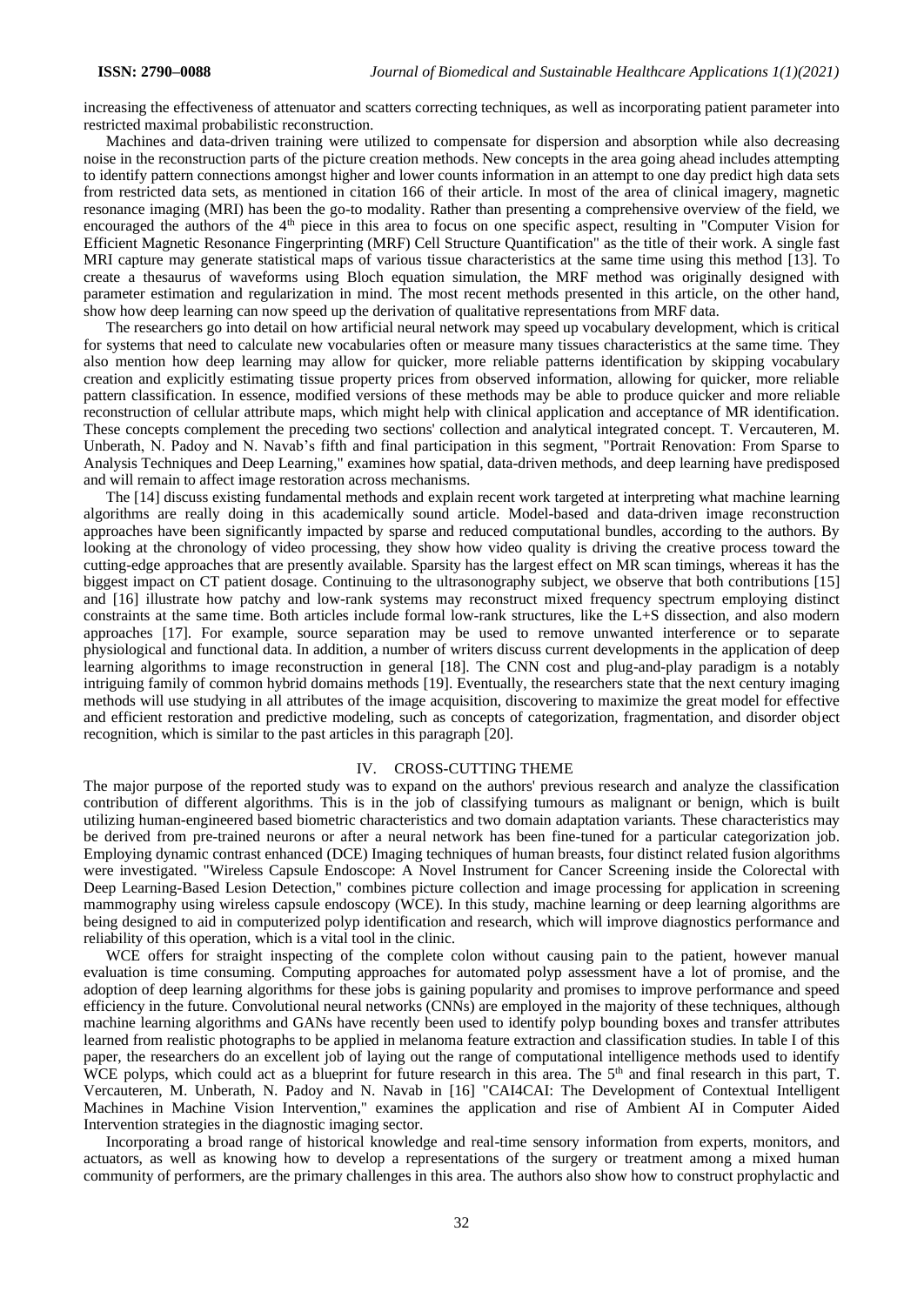increasing the effectiveness of attenuator and scatters correcting techniques, as well as incorporating patient parameter into restricted maximal probabilistic reconstruction.

Machines and data-driven training were utilized to compensate for dispersion and absorption while also decreasing noise in the reconstruction parts of the picture creation methods. New concepts in the area going ahead includes attempting to identify pattern connections amongst higher and lower counts information in an attempt to one day predict high data sets from restricted data sets, as mentioned in citation 166 of their article. In most of the area of clinical imagery, magnetic resonance imaging (MRI) has been the go-to modality. Rather than presenting a comprehensive overview of the field, we encouraged the authors of the 4th piece in this area to focus on one specific aspect, resulting in "Computer Vision for Efficient Magnetic Resonance Fingerprinting (MRF) Cell Structure Quantification" as the title of their work. A single fast MRI capture may generate statistical maps of various tissue characteristics at the same time using this method [13]. To create a thesaurus of waveforms using Bloch equation simulation, the MRF method was originally designed with parameter estimation and regularization in mind. The most recent methods presented in this article, on the other hand, show how deep learning can now speed up the derivation of qualitative representations from MRF data.

The researchers go into detail on how artificial neural network may speed up vocabulary development, which is critical for systems that need to calculate new vocabularies often or measure many tissues characteristics at the same time. They also mention how deep learning may allow for quicker, more reliable patterns identification by skipping vocabulary creation and explicitly estimating tissue property prices from observed information, allowing for quicker, more reliable pattern classification. In essence, modified versions of these methods may be able to produce quicker and more reliable reconstruction of cellular attribute maps, which might help with clinical application and acceptance of MR identification. These concepts complement the preceding two sections' collection and analytical integrated concept. T. Vercauteren, M. Unberath, N. Padoy and N. Navab's fifth and final participation in this segment, "Portrait Renovation: From Sparse to Analysis Techniques and Deep Learning," examines how spatial, data-driven methods, and deep learning have predisposed and will remain to affect image restoration across mechanisms.

The [14] discuss existing fundamental methods and explain recent work targeted at interpreting what machine learning algorithms are really doing in this academically sound article. Model-based and data-driven image reconstruction approaches have been significantly impacted by sparse and reduced computational bundles, according to the authors. By looking at the chronology of video processing, they show how video quality is driving the creative process toward the cutting-edge approaches that are presently available. Sparsity has the largest effect on MR scan timings, whereas it has the biggest impact on CT patient dosage. Continuing to the ultrasonography subject, we observe that both contributions [15] and [16] illustrate how patchy and low-rank systems may reconstruct mixed frequency spectrum employing distinct constraints at the same time. Both articles include formal low-rank structures, like the L+S dissection, and also modern approaches [17]. For example, source separation may be used to remove unwanted interference or to separate physiological and functional data. In addition, a number of writers discuss current developments in the application of deep learning algorithms to image reconstruction in general [18]. The CNN cost and plug-and-play paradigm is a notably intriguing family of common hybrid domains methods [19]. Eventually, the researchers state that the next century imaging methods will use studying in all attributes of the image acquisition, discovering to maximize the great model for effective and efficient restoration and predictive modeling, such as concepts of categorization, fragmentation, and disorder object recognition, which is similar to the past articles in this paragraph [20].

## IV. CROSS-CUTTING THEME

The major purpose of the reported study was to expand on the authors' previous research and analyze the classification contribution of different algorithms. This is in the job of classifying tumours as malignant or benign, which is built utilizing human-engineered based biometric characteristics and two domain adaptation variants. These characteristics may be derived from pre-trained neurons or after a neural network has been fine-tuned for a particular categorization job. Employing dynamic contrast enhanced (DCE) Imaging techniques of human breasts, four distinct related fusion algorithms were investigated. "Wireless Capsule Endoscope: A Novel Instrument for Cancer Screening inside the Colorectal with Deep Learning-Based Lesion Detection," combines picture collection and image processing for application in screening mammography using wireless capsule endoscopy (WCE). In this study, machine learning or deep learning algorithms are being designed to aid in computerized polyp identification and research, which will improve diagnostics performance and reliability of this operation, which is a vital tool in the clinic.

WCE offers for straight inspecting of the complete colon without causing pain to the patient, however manual evaluation is time consuming. Computing approaches for automated polyp assessment have a lot of promise, and the adoption of deep learning algorithms for these jobs is gaining popularity and promises to improve performance and speed efficiency in the future. Convolutional neural networks (CNNs) are employed in the majority of these techniques, although machine learning algorithms and GANs have recently been used to identify polyp bounding boxes and transfer attributes learned from realistic photographs to be applied in melanoma feature extraction and classification studies. In table I of this paper, the researchers do an excellent job of laying out the range of computational intelligence methods used to identify WCE polyps, which could act as a blueprint for future research in this area. The 5th and final research in this part, T. Vercauteren, M. Unberath, N. Padoy and N. Navab in [16] "CAI4CAI: The Development of Contextual Intelligent Machines in Machine Vision Intervention," examines the application and rise of Ambient AI in Computer Aided Intervention strategies in the diagnostic imaging sector.

Incorporating a broad range of historical knowledge and real-time sensory information from experts, monitors, and actuators, as well as knowing how to develop a representations of the surgery or treatment among a mixed human community of performers, are the primary challenges in this area. The authors also show how to construct prophylactic and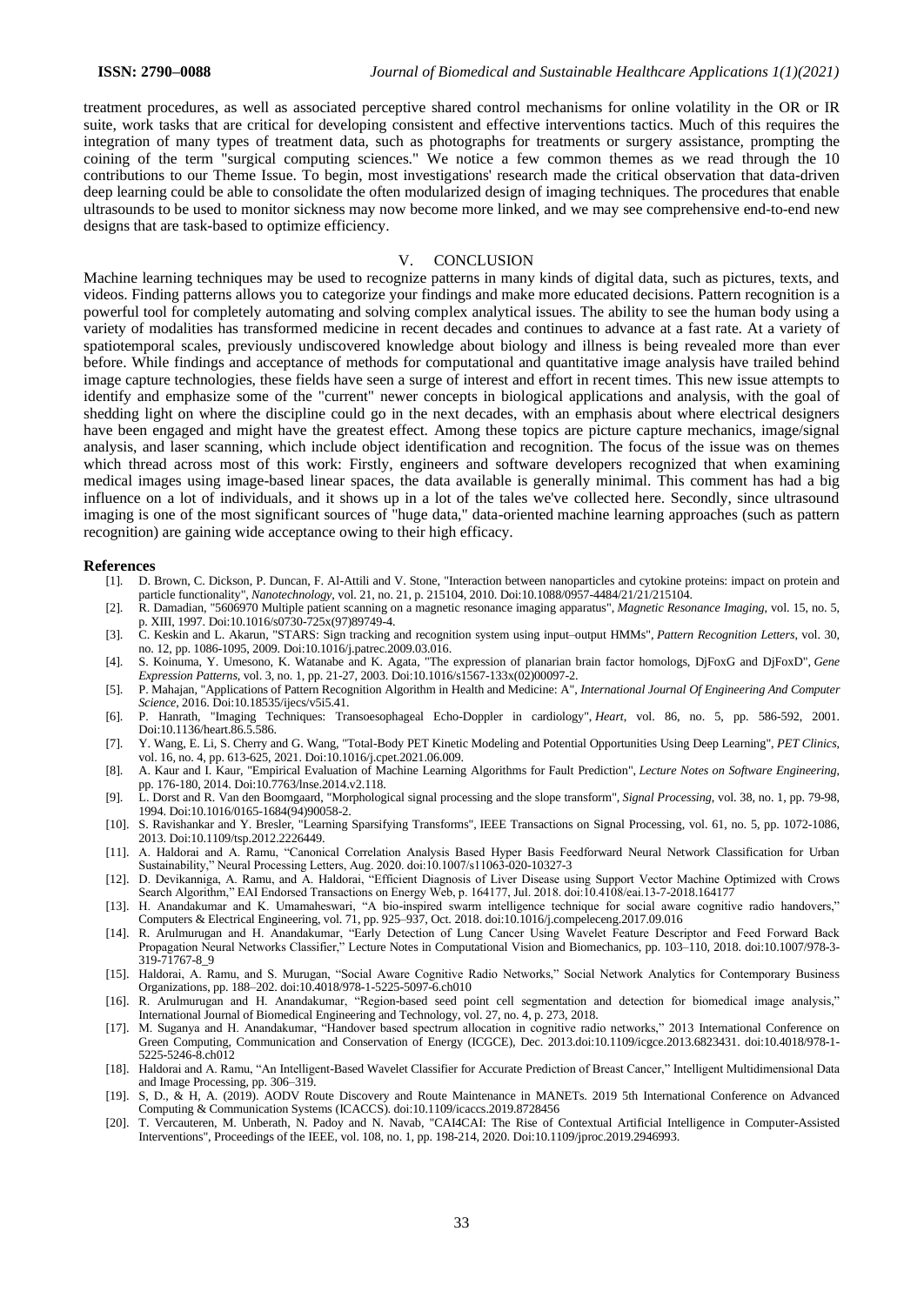treatment procedures, as well as associated perceptive shared control mechanisms for online volatility in the OR or IR suite, work tasks that are critical for developing consistent and effective interventions tactics. Much of this requires the integration of many types of treatment data, such as photographs for treatments or surgery assistance, prompting the coining of the term "surgical computing sciences." We notice a few common themes as we read through the 10 contributions to our Theme Issue. To begin, most investigations' research made the critical observation that data-driven deep learning could be able to consolidate the often modularized design of imaging techniques. The procedures that enable ultrasounds to be used to monitor sickness may now become more linked, and we may see comprehensive end-to-end new designs that are task-based to optimize efficiency.

## V. CONCLUSION

Machine learning techniques may be used to recognize patterns in many kinds of digital data, such as pictures, texts, and videos. Finding patterns allows you to categorize your findings and make more educated decisions. Pattern recognition is a powerful tool for completely automating and solving complex analytical issues. The ability to see the human body using a variety of modalities has transformed medicine in recent decades and continues to advance at a fast rate. At a variety of spatiotemporal scales, previously undiscovered knowledge about biology and illness is being revealed more than ever before. While findings and acceptance of methods for computational and quantitative image analysis have trailed behind image capture technologies, these fields have seen a surge of interest and effort in recent times. This new issue attempts to identify and emphasize some of the "current" newer concepts in biological applications and analysis, with the goal of shedding light on where the discipline could go in the next decades, with an emphasis about where electrical designers have been engaged and might have the greatest effect. Among these topics are picture capture mechanics, image/signal analysis, and laser scanning, which include object identification and recognition. The focus of the issue was on themes which thread across most of this work: Firstly, engineers and software developers recognized that when examining medical images using image-based linear spaces, the data available is generally minimal. This comment has had a big influence on a lot of individuals, and it shows up in a lot of the tales we've collected here. Secondly, since ultrasound imaging is one of the most significant sources of "huge data," data-oriented machine learning approaches (such as pattern recognition) are gaining wide acceptance owing to their high efficacy.

## References

[1]. D. Brown, C. Dickson, P. Duncan, F. Al-Attili and V. Stone, "Interaction between nanoparticles and cytokine proteins: impact on protein and particle functionality", *Nanotechnology*, vol. 21, no. 21, p. 215104, 2010. Doi:10.1088/0957-4484/21/21/215104.

[2]. R. Damadian, "5606970 Multiple patient scanning on a magnetic resonance imaging apparatus", *Magnetic Resonance Imaging*, vol. 15, no. 5, p. XIII, 1997. Doi:10.1016/s0730-725x(97)89749-4.

[3]. C. Keskin and L. Akarun, "STARS: Sign tracking and recognition system using input–output HMMs", *Pattern Recognition Letters*, vol. 30, no. 12, pp. 1086-1095, 2009. Doi:10.1016/j.patrec.2009.03.016.

[4]. S. Koinuma, Y. Umesono, K. Watanabe and K. Agata, "The expression of planarian brain factor homologs, DjFoxG and DjFoxD", *Gene Expression Patterns*, vol. 3, no. 1, pp. 21-27, 2003. Doi:10.1016/s1567-133x(02)00097-2.

[5]. P. Mahajan, "Applications of Pattern Recognition Algorithm in Health and Medicine: A", *International Journal Of Engineering And Computer Science*, 2016. Doi:10.18535/ijecs/v5i5.41.

[6]. P. Hanrath, "Imaging Techniques: Transoesophageal Echo-Doppler in cardiology", *Heart*, vol. 86, no. 5, pp. 586-592, 2001. Doi:10.1136/heart.86.5.586.

[7]. Y. Wang, E. Li, S. Cherry and G. Wang, "Total-Body PET Kinetic Modeling and Potential Opportunities Using Deep Learning", *PET Clinics*, vol. 16, no. 4, pp. 613-625, 2021. Doi:10.1016/j.cpet.2021.06.009.

[8]. A. Kaur and I. Kaur, "Empirical Evaluation of Machine Learning Algorithms for Fault Prediction", *Lecture Notes on Software Engineering*, pp. 176-180, 2014. Doi:10.7763/lnse.2014.v2.118.

[9]. L. Dorst and R. Van den Boomgaard, "Morphological signal processing and the slope transform", *Signal Processing*, vol. 38, no. 1, pp. 79-98, 1994. Doi:10.1016/0165-1684(94)90058-2.

[10]. S. Ravishankar and Y. Bresler, "Learning Sparsifying Transforms", IEEE Transactions on Signal Processing, vol. 61, no. 5, pp. 1072-1086, 2013. Doi:10.1109/tsp.2012.2226449.

[11]. A. Haldorai and A. Ramu, "Canonical Correlation Analysis Based Hyper Basis Feedforward Neural Network Classification for Urban Sustainability," Neural Processing Letters, Aug. 2020. doi:10.1007/s11063-020-10327-3

[12]. D. Devikanniga, A. Ramu, and A. Haldorai, "Efficient Diagnosis of Liver Disease using Support Vector Machine Optimized with Crows Search Algorithm," EAI Endorsed Transactions on Energy Web, p. 164177, Jul. 2018. doi:10.4108/eai.13-7-2018.164177

[13]. H. Anandakumar and K. Umamaheswari, "A bio-inspired swarm intelligence technique for social aware cognitive radio handovers," Computers & Electrical Engineering, vol. 71, pp. 925–937, Oct. 2018. doi:10.1016/j.compeleceng.2017.09.016

[14]. R. Arulmurugan and H. Anandakumar, "Early Detection of Lung Cancer Using Wavelet Feature Descriptor and Feed Forward Back Propagation Neural Networks Classifier," Lecture Notes in Computational Vision and Biomechanics, pp. 103–110, 2018. doi:10.1007/978-3-319-71767-8_9

[15]. Haldorai, A. Ramu, and S. Murugan, "Social Aware Cognitive Radio Networks," Social Network Analytics for Contemporary Business Organizations, pp. 188–202. doi:10.4018/978-1-5225-5097-6.ch010

[16]. R. Arulmurugan and H. Anandakumar, "Region-based seed point cell segmentation and detection for biomedical image analysis," International Journal of Biomedical Engineering and Technology, vol. 27, no. 4, p. 273, 2018.

[17]. M. Suganya and H. Anandakumar, "Handover based spectrum allocation in cognitive radio networks," 2013 International Conference on Green Computing, Communication and Conservation of Energy (ICGCE), Dec. 2013.doi:10.1109/icgce.2013.6823431. doi:10.4018/978-1-5225-5246-8.ch012

[18]. Haldorai and A. Ramu, "An Intelligent-Based Wavelet Classifier for Accurate Prediction of Breast Cancer," Intelligent Multidimensional Data and Image Processing, pp. 306–319.

[19]. S, D., & H, A. (2019). AODV Route Discovery and Route Maintenance in MANETs. 2019 5th International Conference on Advanced Computing & Communication Systems (ICACCS). doi:10.1109/icaccs.2019.8728456

[20]. T. Vercauteren, M. Unberath, N. Padoy and N. Navab, "CAI4CAI: The Rise of Contextual Artificial Intelligence in Computer-Assisted Interventions", Proceedings of the IEEE, vol. 108, no. 1, pp. 198-214, 2020. Doi:10.1109/jproc.2019.2946993.